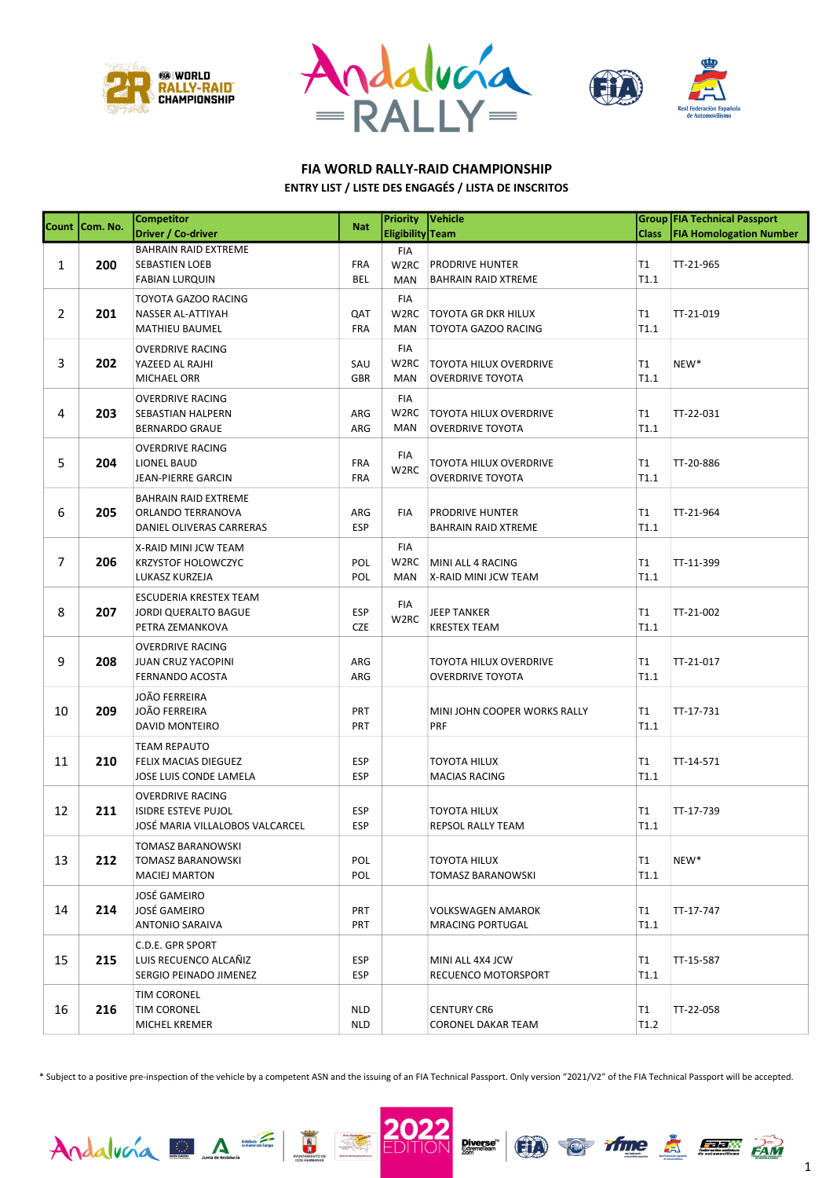## FIA WORLD RALLY-RAID CHAMPIONSHIP

### ENTRY LIST / LISTE DES ENGAGÉS / LISTA DE INSCRITOS

| Count | Com. No. | Competitor<br>Driver / Co-driver | Nat | Priority<br>Eligibility | Vehicle<br>Team | Group<br>Class | FIA Technical Passport<br>FIA Homologation Number |
|---|---|---|---|---|---|---|---|
| 1 | **200** | BAHRAIN RAID EXTREME<br>SEBASTIEN LOEB<br>FABIAN LURQUIN | <br>FRA<br>BEL | FIA<br>W2RC<br>MAN | PRODRIVE HUNTER<br>BAHRAIN RAID XTREME | T1<br>T1.1 | TT-21-965 |
| 2 | **201** | TOYOTA GAZOO RACING<br>NASSER AL-ATTIYAH<br>MATHIEU BAUMEL | <br>QAT<br>FRA | FIA<br>W2RC<br>MAN | TOYOTA GR DKR HILUX<br>TOYOTA GAZOO RACING | T1<br>T1.1 | TT-21-019 |
| 3 | **202** | OVERDRIVE RACING<br>YAZEED AL RAJHI<br>MICHAEL ORR | <br>SAU<br>GBR | FIA<br>W2RC<br>MAN | TOYOTA HILUX OVERDRIVE<br>OVERDRIVE TOYOTA | T1<br>T1.1 | NEW* |
| 4 | **203** | OVERDRIVE RACING<br>SEBASTIAN HALPERN<br>BERNARDO GRAUE | <br>ARG<br>ARG | FIA<br>W2RC<br>MAN | TOYOTA HILUX OVERDRIVE<br>OVERDRIVE TOYOTA | T1<br>T1.1 | TT-22-031 |
| 5 | **204** | OVERDRIVE RACING<br>LIONEL BAUD<br>JEAN-PIERRE GARCIN | <br>FRA<br>FRA | FIA<br>W2RC | TOYOTA HILUX OVERDRIVE<br>OVERDRIVE TOYOTA | T1<br>T1.1 | TT-20-886 |
| 6 | **205** | BAHRAIN RAID EXTREME<br>ORLANDO TERRANOVA<br>DANIEL OLIVERAS CARRERAS | <br>ARG<br>ESP | FIA | PRODRIVE HUNTER<br>BAHRAIN RAID XTREME | T1<br>T1.1 | TT-21-964 |
| 7 | **206** | X-RAID MINI JCW TEAM<br>KRZYSTOF HOLOWCZYC<br>LUKASZ KURZEJA | <br>POL<br>POL | FIA<br>W2RC<br>MAN | MINI ALL 4 RACING<br>X-RAID MINI JCW TEAM | T1<br>T1.1 | TT-11-399 |
| 8 | **207** | ESCUDERIA KRESTEX TEAM<br>JORDI QUERALTO BAGUE<br>PETRA ZEMANKOVA | <br>ESP<br>CZE | FIA<br>W2RC | JEEP TANKER<br>KRESTEX TEAM | T1<br>T1.1 | TT-21-002 |
| 9 | **208** | OVERDRIVE RACING<br>JUAN CRUZ YACOPINI<br>FERNANDO ACOSTA | <br>ARG<br>ARG | | TOYOTA HILUX OVERDRIVE<br>OVERDRIVE TOYOTA | T1<br>T1.1 | TT-21-017 |
| 10 | **209** | JOÃO FERREIRA<br>JOÃO FERREIRA<br>DAVID MONTEIRO | <br>PRT<br>PRT | | MINI JOHN COOPER WORKS RALLY<br>PRF | T1<br>T1.1 | TT-17-731 |
| 11 | **210** | TEAM REPAUTO<br>FELIX MACIAS DIEGUEZ<br>JOSE LUIS CONDE LAMELA | <br>ESP<br>ESP | | TOYOTA HILUX<br>MACIAS RACING | T1<br>T1.1 | TT-14-571 |
| 12 | **211** | OVERDRIVE RACING<br>ISIDRE ESTEVE PUJOL<br>JOSÉ MARIA VILLALOBOS VALCARCEL | <br>ESP<br>ESP | | TOYOTA HILUX<br>REPSOL RALLY TEAM | T1<br>T1.1 | TT-17-739 |
| 13 | **212** | TOMASZ BARANOWSKI<br>TOMASZ BARANOWSKI<br>MACIEJ MARTON | <br>POL<br>POL | | TOYOTA HILUX<br>TOMASZ BARANOWSKI | T1<br>T1.1 | NEW* |
| 14 | **214** | JOSÉ GAMEIRO<br>JOSÉ GAMEIRO<br>ANTONIO SARAIVA | <br>PRT<br>PRT | | VOLKSWAGEN AMAROK<br>MRACING PORTUGAL | T1<br>T1.1 | TT-17-747 |
| 15 | **215** | C.D.E. GPR SPORT<br>LUIS RECUENCO ALCAÑIZ<br>SERGIO PEINADO JIMENEZ | <br>ESP<br>ESP | | MINI ALL 4X4 JCW<br>RECUENCO MOTORSPORT | T1<br>T1.1 | TT-15-587 |
| 16 | **216** | TIM CORONEL<br>TIM CORONEL<br>MICHEL KREMER | <br>NLD<br>NLD | | CENTURY CR6<br>CORONEL DAKAR TEAM | T1<br>T1.2 | TT-22-058 |

* Subject to a positive pre-inspection of the vehicle by a competent ASN and the issuing of an FIA Technical Passport. Only version "2021/V2" of the FIA Technical Passport will be accepted.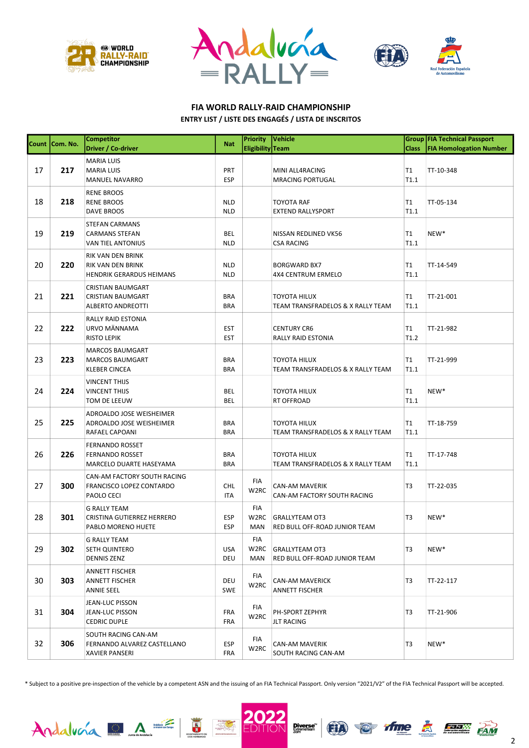## FIA WORLD RALLY-RAID CHAMPIONSHIP

**ENTRY LIST / LISTE DES ENGAGÉS / LISTA DE INSCRITOS**

| Count | Com. No. | Competitor<br>Driver / Co-driver | Nat | Priority<br>Eligibility | Vehicle<br>Team | Group<br>Class | FIA Technical Passport<br>FIA Homologation Number |
|---|---|---|---|---|---|---|---|
| 17 | **217** | MARIA LUIS<br>MARIA LUIS<br>MANUEL NAVARRO | PRT<br>ESP | | MINI ALL4RACING<br>MRACING PORTUGAL | T1<br>T1.1 | TT-10-348 |
| 18 | **218** | RENE BROOS<br>RENE BROOS<br>DAVE BROOS | NLD<br>NLD | | TOYOTA RAF<br>EXTEND RALLYSPORT | T1<br>T1.1 | TT-05-134 |
| 19 | **219** | STEFAN CARMANS<br>CARMANS STEFAN<br>VAN TIEL ANTONIUS | BEL<br>NLD | | NISSAN REDLINED VK56<br>CSA RACING | T1<br>T1.1 | NEW* |
| 20 | **220** | RIK VAN DEN BRINK<br>RIK VAN DEN BRINK<br>HENDRIK GERARDUS HEIMANS | NLD<br>NLD | | BORGWARD BX7<br>4X4 CENTRUM ERMELO | T1<br>T1.1 | TT-14-549 |
| 21 | **221** | CRISTIAN BAUMGART<br>CRISTIAN BAUMGART<br>ALBERTO ANDREOTTI | BRA<br>BRA | | TOYOTA HILUX<br>TEAM TRANSFRADELOS & X RALLY TEAM | T1<br>T1.1 | TT-21-001 |
| 22 | **222** | RALLY RAID ESTONIA<br>URVO MÄNNAMA<br>RISTO LEPIK | EST<br>EST | | CENTURY CR6<br>RALLY RAID ESTONIA | T1<br>T1.2 | TT-21-982 |
| 23 | **223** | MARCOS BAUMGART<br>MARCOS BAUMGART<br>KLEBER CINCEA | BRA<br>BRA | | TOYOTA HILUX<br>TEAM TRANSFRADELOS & X RALLY TEAM | T1<br>T1.1 | TT-21-999 |
| 24 | **224** | VINCENT THIJS<br>VINCENT THIJS<br>TOM DE LEEUW | BEL<br>BEL | | TOYOTA HILUX<br>RT OFFROAD | T1<br>T1.1 | NEW* |
| 25 | **225** | ADROALDO JOSE WEISHEIMER<br>ADROALDO JOSE WEISHEIMER<br>RAFAEL CAPOANI | BRA<br>BRA | | TOYOTA HILUX<br>TEAM TRANSFRADELOS & X RALLY TEAM | T1<br>T1.1 | TT-18-759 |
| 26 | **226** | FERNANDO ROSSET<br>FERNANDO ROSSET<br>MARCELO DUARTE HASEYAMA | BRA<br>BRA | | TOYOTA HILUX<br>TEAM TRANSFRADELOS & X RALLY TEAM | T1<br>T1.1 | TT-17-748 |
| 27 | **300** | CAN-AM FACTORY SOUTH RACING<br>FRANCISCO LOPEZ CONTARDO<br>PAOLO CECI | CHL<br>ITA | FIA<br>W2RC | CAN-AM MAVERIK<br>CAN-AM FACTORY SOUTH RACING | T3 | TT-22-035 |
| 28 | **301** | G RALLY TEAM<br>CRISTINA GUTIERREZ HERRERO<br>PABLO MORENO HUETE | ESP<br>ESP | FIA<br>W2RC<br>MAN | GRALLYTEAM OT3<br>RED BULL OFF-ROAD JUNIOR TEAM | T3 | NEW* |
| 29 | **302** | G RALLY TEAM<br>SETH QUINTERO<br>DENNIS ZENZ | USA<br>DEU | FIA<br>W2RC<br>MAN | GRALLYTEAM OT3<br>RED BULL OFF-ROAD JUNIOR TEAM | T3 | NEW* |
| 30 | **303** | ANNETT FISCHER<br>ANNETT FISCHER<br>ANNIE SEEL | DEU<br>SWE | FIA<br>W2RC | CAN-AM MAVERICK<br>ANNETT FISCHER | T3 | TT-22-117 |
| 31 | **304** | JEAN-LUC PISSON<br>JEAN-LUC PISSON<br>CEDRIC DUPLE | FRA<br>FRA | FIA<br>W2RC | PH-SPORT ZEPHYR<br>JLT RACING | T3 | TT-21-906 |
| 32 | **306** | SOUTH RACING CAN-AM<br>FERNANDO ALVAREZ CASTELLANO<br>XAVIER PANSERI | ESP<br>FRA | FIA<br>W2RC | CAN-AM MAVERIK<br>SOUTH RACING CAN-AM | T3 | NEW* |

\* Subject to a positive pre-inspection of the vehicle by a competent ASN and the issuing of an FIA Technical Passport. Only version "2021/V2" of the FIA Technical Passport will be accepted.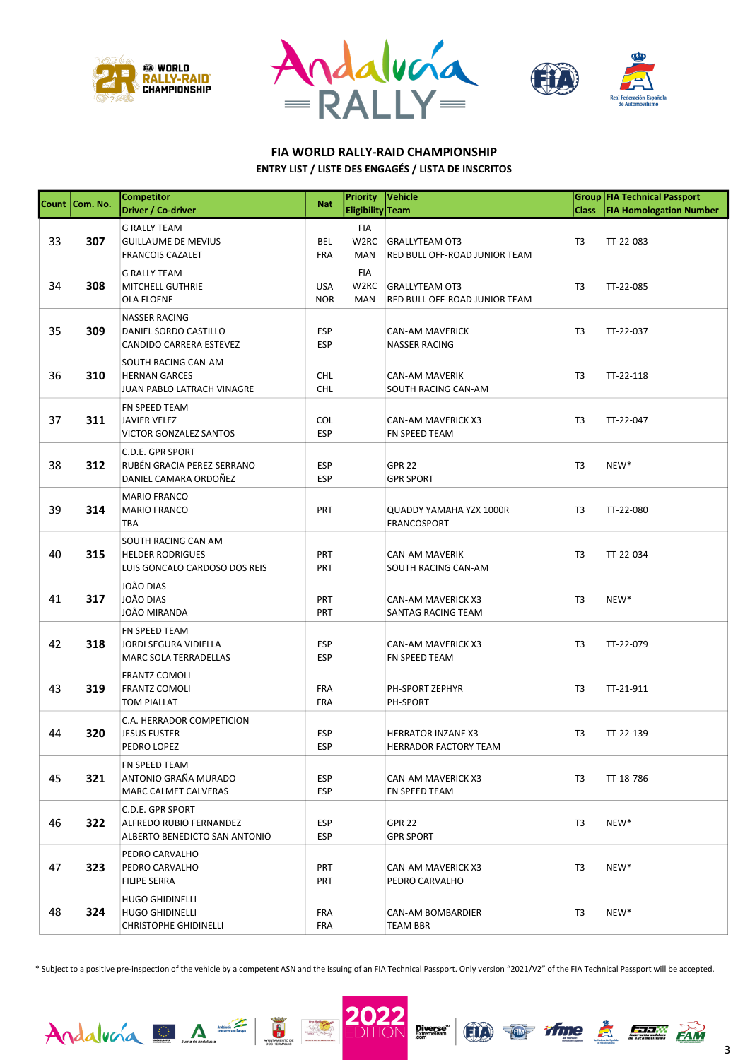## FIA WORLD RALLY-RAID CHAMPIONSHIP

### ENTRY LIST / LISTE DES ENGAGÉS / LISTA DE INSCRITOS

| Count | Com. No. | Competitor<br>Driver / Co-driver | Nat | Priority<br>Eligibility | Vehicle<br>Team | Group<br>Class | FIA Technical Passport<br>FIA Homologation Number |
|---|---|---|---|---|---|---|---|
| 33 | 307 | G RALLY TEAM<br>GUILLAUME DE MEVIUS<br>FRANCOIS CAZALET | <br>BEL<br>FRA | FIA<br>W2RC<br>MAN | <br>GRALLYTEAM OT3<br>RED BULL OFF-ROAD JUNIOR TEAM | T3 | TT-22-083 |
| 34 | 308 | G RALLY TEAM<br>MITCHELL GUTHRIE<br>OLA FLOENE | <br>USA<br>NOR | FIA<br>W2RC<br>MAN | <br>GRALLYTEAM OT3<br>RED BULL OFF-ROAD JUNIOR TEAM | T3 | TT-22-085 |
| 35 | 309 | NASSER RACING<br>DANIEL SORDO CASTILLO<br>CANDIDO CARRERA ESTEVEZ | <br>ESP<br>ESP | | CAN-AM MAVERICK<br>NASSER RACING | T3 | TT-22-037 |
| 36 | 310 | SOUTH RACING CAN-AM<br>HERNAN GARCES<br>JUAN PABLO LATRACH VINAGRE | <br>CHL<br>CHL | | CAN-AM MAVERIK<br>SOUTH RACING CAN-AM | T3 | TT-22-118 |
| 37 | 311 | FN SPEED TEAM<br>JAVIER VELEZ<br>VICTOR GONZALEZ SANTOS | <br>COL<br>ESP | | CAN-AM MAVERICK X3<br>FN SPEED TEAM | T3 | TT-22-047 |
| 38 | 312 | C.D.E. GPR SPORT<br>RUBÉN GRACIA PEREZ-SERRANO<br>DANIEL CAMARA ORDOÑEZ | <br>ESP<br>ESP | | GPR 22<br>GPR SPORT | T3 | NEW* |
| 39 | 314 | MARIO FRANCO<br>MARIO FRANCO<br>TBA | <br>PRT | | QUADDY YAMAHA YZX 1000R<br>FRANCOSPORT | T3 | TT-22-080 |
| 40 | 315 | SOUTH RACING CAN AM<br>HELDER RODRIGUES<br>LUIS GONCALO CARDOSO DOS REIS | <br>PRT<br>PRT | | CAN-AM MAVERIK<br>SOUTH RACING CAN-AM | T3 | TT-22-034 |
| 41 | 317 | JOÃO DIAS<br>JOÃO DIAS<br>JOÃO MIRANDA | <br>PRT<br>PRT | | CAN-AM MAVERICK X3<br>SANTAG RACING TEAM | T3 | NEW* |
| 42 | 318 | FN SPEED TEAM<br>JORDI SEGURA VIDIELLA<br>MARC SOLA TERRADELLAS | <br>ESP<br>ESP | | CAN-AM MAVERICK X3<br>FN SPEED TEAM | T3 | TT-22-079 |
| 43 | 319 | FRANTZ COMOLI<br>FRANTZ COMOLI<br>TOM PIALLAT | <br>FRA<br>FRA | | PH-SPORT ZEPHYR<br>PH-SPORT | T3 | TT-21-911 |
| 44 | 320 | C.A. HERRADOR COMPETICION<br>JESUS FUSTER<br>PEDRO LOPEZ | <br>ESP<br>ESP | | HERRATOR INZANE X3<br>HERRADOR FACTORY TEAM | T3 | TT-22-139 |
| 45 | 321 | FN SPEED TEAM<br>ANTONIO GRAÑA MURADO<br>MARC CALMET CALVERAS | <br>ESP<br>ESP | | CAN-AM MAVERICK X3<br>FN SPEED TEAM | T3 | TT-18-786 |
| 46 | 322 | C.D.E. GPR SPORT<br>ALFREDO RUBIO FERNANDEZ<br>ALBERTO BENEDICTO SAN ANTONIO | <br>ESP<br>ESP | | GPR 22<br>GPR SPORT | T3 | NEW* |
| 47 | 323 | PEDRO CARVALHO<br>PEDRO CARVALHO<br>FILIPE SERRA | <br>PRT<br>PRT | | CAN-AM MAVERICK X3<br>PEDRO CARVALHO | T3 | NEW* |
| 48 | 324 | HUGO GHIDINELLI<br>HUGO GHIDINELLI<br>CHRISTOPHE GHIDINELLI | <br>FRA<br>FRA | | CAN-AM BOMBARDIER<br>TEAM BBR | T3 | NEW* |

* Subject to a positive pre-inspection of the vehicle by a competent ASN and the issuing of an FIA Technical Passport. Only version "2021/V2" of the FIA Technical Passport will be accepted.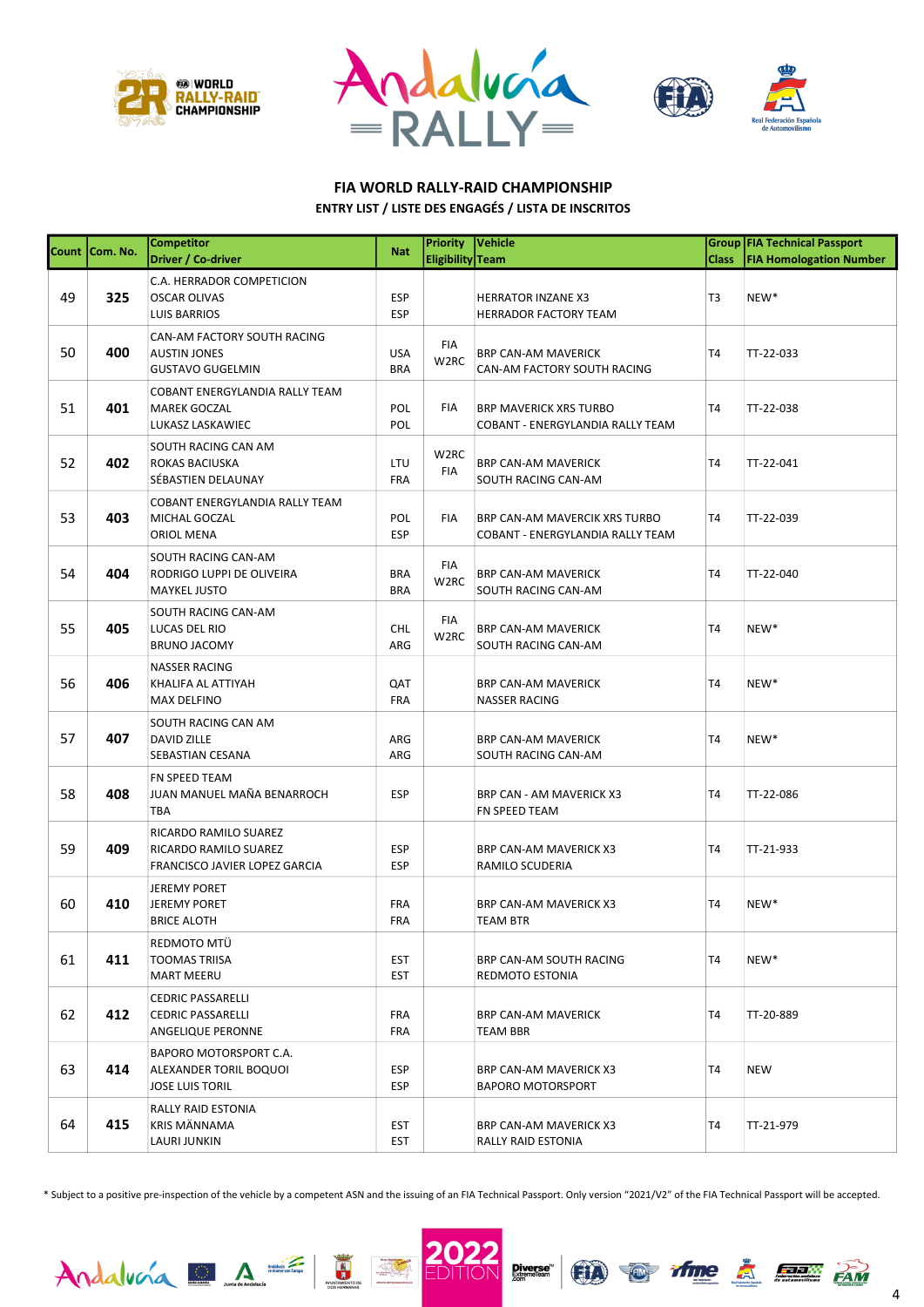## FIA WORLD RALLY-RAID CHAMPIONSHIP

### ENTRY LIST / LISTE DES ENGAGÉS / LISTA DE INSCRITOS

| Count | Com. No. | Competitor<br>Driver / Co-driver | Nat | Priority<br>Eligibility | Vehicle<br>Team | Group<br>Class | FIA Technical Passport<br>FIA Homologation Number |
|---|---|---|---|---|---|---|---|
| 49 | **325** | C.A. HERRADOR COMPETICION<br>OSCAR OLIVAS<br>LUIS BARRIOS | ESP<br>ESP | | HERRATOR INZANE X3<br>HERRADOR FACTORY TEAM | T3 | NEW* |
| 50 | **400** | CAN-AM FACTORY SOUTH RACING<br>AUSTIN JONES<br>GUSTAVO GUGELMIN | USA<br>BRA | FIA<br>W2RC | BRP CAN-AM MAVERICK<br>CAN-AM FACTORY SOUTH RACING | T4 | TT-22-033 |
| 51 | **401** | COBANT ENERGYLANDIA RALLY TEAM<br>MAREK GOCZAL<br>LUKASZ LASKAWIEC | POL<br>POL | FIA | BRP MAVERICK XRS TURBO<br>COBANT - ENERGYLANDIA RALLY TEAM | T4 | TT-22-038 |
| 52 | **402** | SOUTH RACING CAN AM<br>ROKAS BACIUSKA<br>SÉBASTIEN DELAUNAY | LTU<br>FRA | W2RC<br>FIA | BRP CAN-AM MAVERICK<br>SOUTH RACING CAN-AM | T4 | TT-22-041 |
| 53 | **403** | COBANT ENERGYLANDIA RALLY TEAM<br>MICHAL GOCZAL<br>ORIOL MENA | POL<br>ESP | FIA | BRP CAN-AM MAVERCIK XRS TURBO<br>COBANT - ENERGYLANDIA RALLY TEAM | T4 | TT-22-039 |
| 54 | **404** | SOUTH RACING CAN-AM<br>RODRIGO LUPPI DE OLIVEIRA<br>MAYKEL JUSTO | BRA<br>BRA | FIA<br>W2RC | BRP CAN-AM MAVERICK<br>SOUTH RACING CAN-AM | T4 | TT-22-040 |
| 55 | **405** | SOUTH RACING CAN-AM<br>LUCAS DEL RIO<br>BRUNO JACOMY | CHL<br>ARG | FIA<br>W2RC | BRP CAN-AM MAVERICK<br>SOUTH RACING CAN-AM | T4 | NEW* |
| 56 | **406** | NASSER RACING<br>KHALIFA AL ATTIYAH<br>MAX DELFINO | QAT<br>FRA | | BRP CAN-AM MAVERICK<br>NASSER RACING | T4 | NEW* |
| 57 | **407** | SOUTH RACING CAN AM<br>DAVID ZILLE<br>SEBASTIAN CESANA | ARG<br>ARG | | BRP CAN-AM MAVERICK<br>SOUTH RACING CAN-AM | T4 | NEW* |
| 58 | **408** | FN SPEED TEAM<br>JUAN MANUEL MAÑA BENARROCH<br>TBA | ESP | | BRP CAN - AM MAVERICK X3<br>FN SPEED TEAM | T4 | TT-22-086 |
| 59 | **409** | RICARDO RAMILO SUAREZ<br>RICARDO RAMILO SUAREZ<br>FRANCISCO JAVIER LOPEZ GARCIA | ESP<br>ESP | | BRP CAN-AM MAVERICK X3<br>RAMILO SCUDERIA | T4 | TT-21-933 |
| 60 | **410** | JEREMY PORET<br>JEREMY PORET<br>BRICE ALOTH | FRA<br>FRA | | BRP CAN-AM MAVERICK X3<br>TEAM BTR | T4 | NEW* |
| 61 | **411** | REDMOTO MTÜ<br>TOOMAS TRIISA<br>MART MEERU | EST<br>EST | | BRP CAN-AM SOUTH RACING<br>REDMOTO ESTONIA | T4 | NEW* |
| 62 | **412** | CEDRIC PASSARELLI<br>CEDRIC PASSARELLI<br>ANGELIQUE PERONNE | FRA<br>FRA | | BRP CAN-AM MAVERICK<br>TEAM BBR | T4 | TT-20-889 |
| 63 | **414** | BAPORO MOTORSPORT C.A.<br>ALEXANDER TORIL BOQUOI<br>JOSE LUIS TORIL | ESP<br>ESP | | BRP CAN-AM MAVERICK X3<br>BAPORO MOTORSPORT | T4 | NEW |
| 64 | **415** | RALLY RAID ESTONIA<br>KRIS MÄNNAMA<br>LAURI JUNKIN | EST<br>EST | | BRP CAN-AM MAVERICK X3<br>RALLY RAID ESTONIA | T4 | TT-21-979 |

* Subject to a positive pre-inspection of the vehicle by a competent ASN and the issuing of an FIA Technical Passport. Only version "2021/V2" of the FIA Technical Passport will be accepted.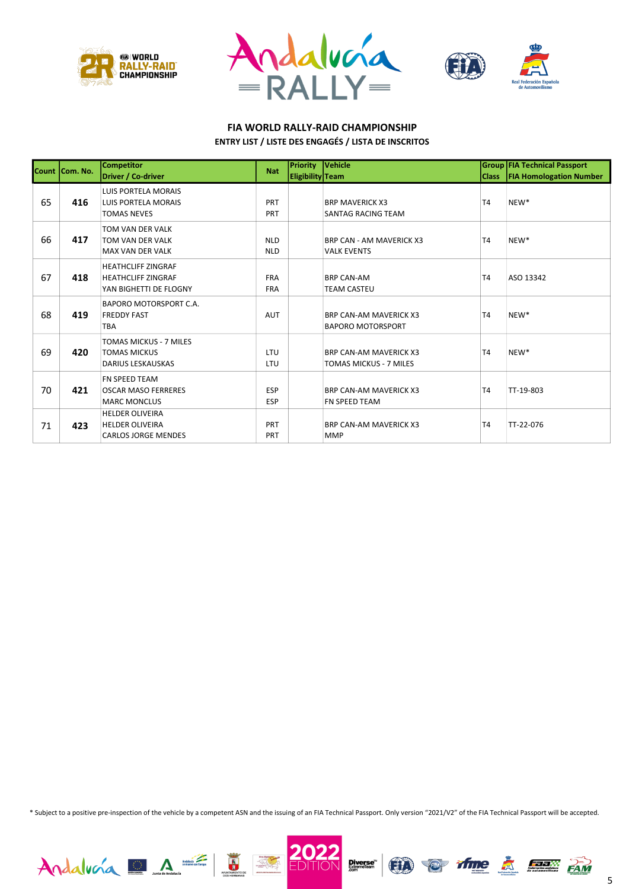## FIA WORLD RALLY-RAID CHAMPIONSHIP

**ENTRY LIST / LISTE DES ENGAGÉS / LISTA DE INSCRITOS**

| Count | Com. No. | Competitor<br>Driver / Co-driver | Nat | Priority<br>Eligibility | Vehicle<br>Team | Group<br>Class | FIA Technical Passport<br>FIA Homologation Number |
|---|---|---|---|---|---|---|---|
| 65 | **416** | LUIS PORTELA MORAIS<br>LUIS PORTELA MORAIS<br>TOMAS NEVES | PRT<br>PRT | | BRP MAVERICK X3<br>SANTAG RACING TEAM | T4 | NEW* |
| 66 | **417** | TOM VAN DER VALK<br>TOM VAN DER VALK<br>MAX VAN DER VALK | NLD<br>NLD | | BRP CAN - AM MAVERICK X3<br>VALK EVENTS | T4 | NEW* |
| 67 | **418** | HEATHCLIFF ZINGRAF<br>HEATHCLIFF ZINGRAF<br>YAN BIGHETTI DE FLOGNY | FRA<br>FRA | | BRP CAN-AM<br>TEAM CASTEU | T4 | ASO 13342 |
| 68 | **419** | BAPORO MOTORSPORT C.A.<br>FREDDY FAST<br>TBA | AUT | | BRP CAN-AM MAVERICK X3<br>BAPORO MOTORSPORT | T4 | NEW* |
| 69 | **420** | TOMAS MICKUS - 7 MILES<br>TOMAS MICKUS<br>DARIUS LESKAUSKAS | LTU<br>LTU | | BRP CAN-AM MAVERICK X3<br>TOMAS MICKUS - 7 MILES | T4 | NEW* |
| 70 | **421** | FN SPEED TEAM<br>OSCAR MASO FERRERES<br>MARC MONCLUS | ESP<br>ESP | | BRP CAN-AM MAVERICK X3<br>FN SPEED TEAM | T4 | TT-19-803 |
| 71 | **423** | HELDER OLIVEIRA<br>HELDER OLIVEIRA<br>CARLOS JORGE MENDES | PRT<br>PRT | | BRP CAN-AM MAVERICK X3<br>MMP | T4 | TT-22-076 |

* Subject to a positive pre-inspection of the vehicle by a competent ASN and the issuing of an FIA Technical Passport. Only version "2021/V2" of the FIA Technical Passport will be accepted.